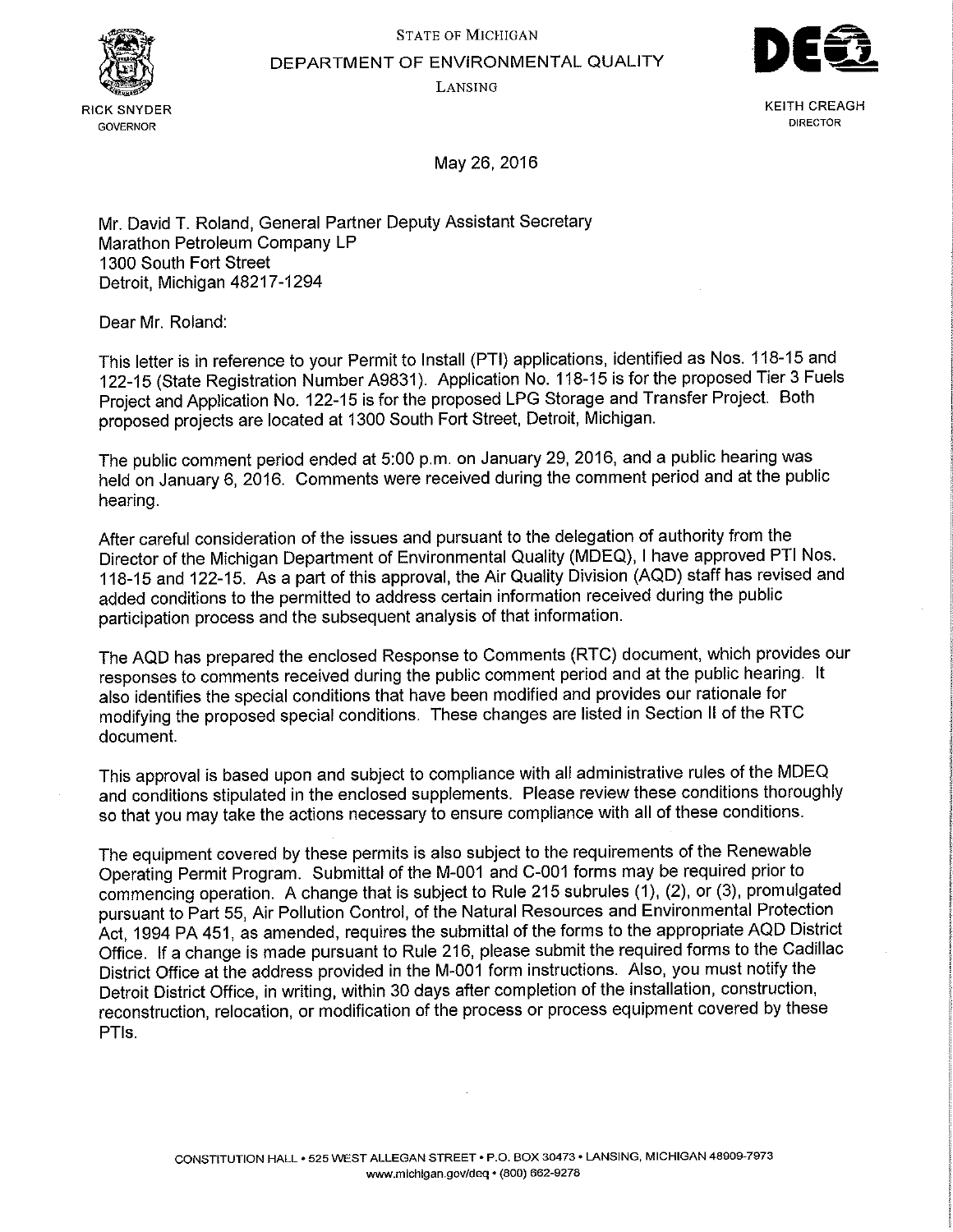STATE OF MICHIGAN

DEPARTMENT OF ENVIRONMENTAL QUALITY

LANSING

RICK SNYDER
GOVERNOR

KEITH CREAGH
DIRECTOR

May 26, 2016

Mr. David T. Roland, General Partner Deputy Assistant Secretary
Marathon Petroleum Company LP
1300 South Fort Street
Detroit, Michigan 48217-1294

Dear Mr. Roland:

This letter is in reference to your Permit to Install (PTI) applications, identified as Nos. 118-15 and 122-15 (State Registration Number A9831). Application No. 118-15 is for the proposed Tier 3 Fuels Project and Application No. 122-15 is for the proposed LPG Storage and Transfer Project. Both proposed projects are located at 1300 South Fort Street, Detroit, Michigan.

The public comment period ended at 5:00 p.m. on January 29, 2016, and a public hearing was held on January 6, 2016. Comments were received during the comment period and at the public hearing.

After careful consideration of the issues and pursuant to the delegation of authority from the Director of the Michigan Department of Environmental Quality (MDEQ), I have approved PTI Nos. 118-15 and 122-15. As a part of this approval, the Air Quality Division (AQD) staff has revised and added conditions to the permitted to address certain information received during the public participation process and the subsequent analysis of that information.

The AQD has prepared the enclosed Response to Comments (RTC) document, which provides our responses to comments received during the public comment period and at the public hearing. It also identifies the special conditions that have been modified and provides our rationale for modifying the proposed special conditions. These changes are listed in Section II of the RTC document.

This approval is based upon and subject to compliance with all administrative rules of the MDEQ and conditions stipulated in the enclosed supplements. Please review these conditions thoroughly so that you may take the actions necessary to ensure compliance with all of these conditions.

The equipment covered by these permits is also subject to the requirements of the Renewable Operating Permit Program. Submittal of the M-001 and C-001 forms may be required prior to commencing operation. A change that is subject to Rule 215 subrules (1), (2), or (3), promulgated pursuant to Part 55, Air Pollution Control, of the Natural Resources and Environmental Protection Act, 1994 PA 451, as amended, requires the submittal of the forms to the appropriate AQD District Office. If a change is made pursuant to Rule 216, please submit the required forms to the Cadillac District Office at the address provided in the M-001 form instructions. Also, you must notify the Detroit District Office, in writing, within 30 days after completion of the installation, construction, reconstruction, relocation, or modification of the process or process equipment covered by these PTIs.

CONSTITUTION HALL • 525 WEST ALLEGAN STREET • P.O. BOX 30473 • LANSING, MICHIGAN 48909-7973
www.michigan.gov/deq • (800) 662-9278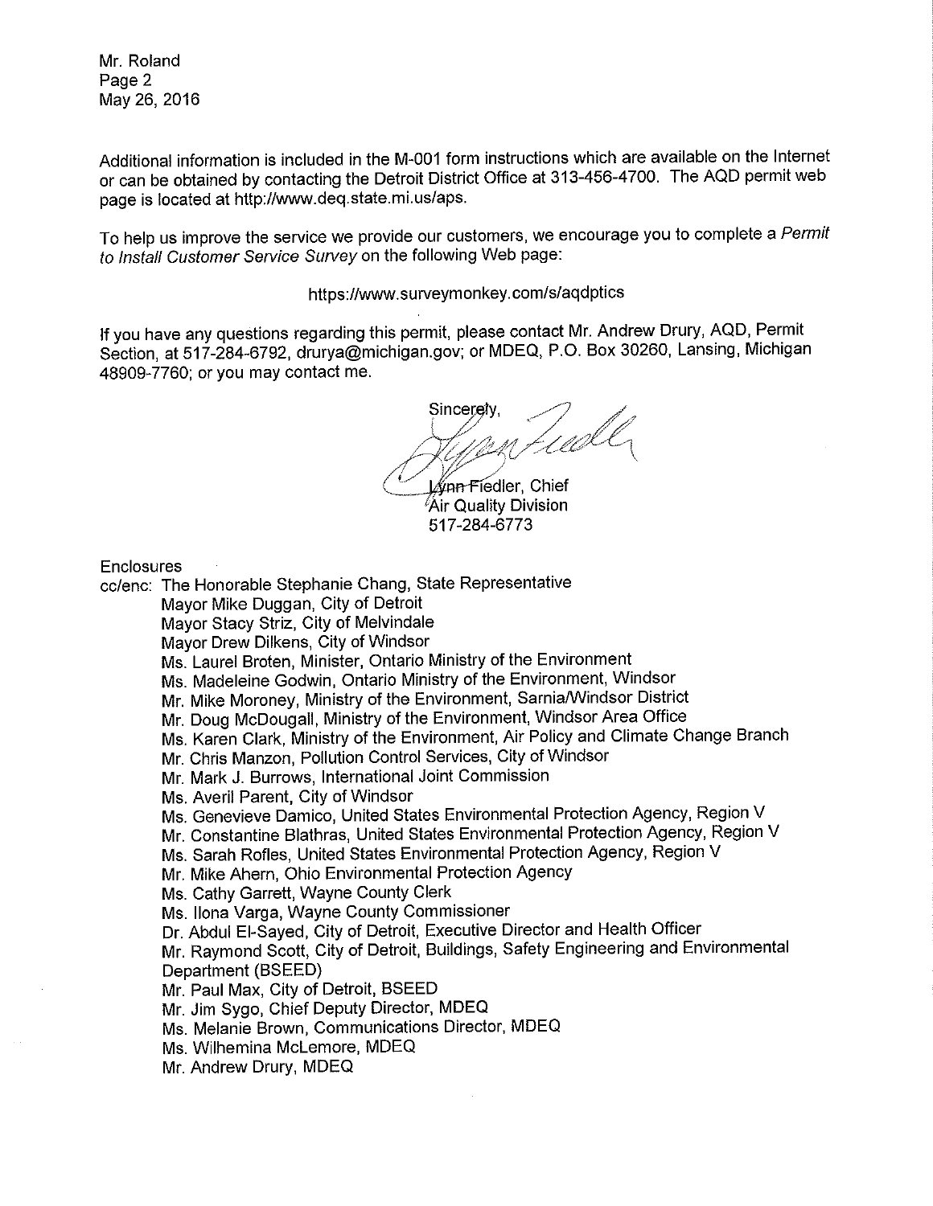Mr. Roland
Page 2
May 26, 2016

Additional information is included in the M-001 form instructions which are available on the Internet or can be obtained by contacting the Detroit District Office at 313-456-4700. The AQD permit web page is located at http://www.deq.state.mi.us/aps.

To help us improve the service we provide our customers, we encourage you to complete a *Permit to Install Customer Service Survey* on the following Web page:

https://www.surveymonkey.com/s/aqdptics

If you have any questions regarding this permit, please contact Mr. Andrew Drury, AQD, Permit Section, at 517-284-6792, drurya@michigan.gov; or MDEQ, P.O. Box 30260, Lansing, Michigan 48909-7760; or you may contact me.

Sincerely,

Lynn Fiedler, Chief
Air Quality Division
517-284-6773

Enclosures

cc/enc: The Honorable Stephanie Chang, State Representative
Mayor Mike Duggan, City of Detroit
Mayor Stacy Striz, City of Melvindale
Mayor Drew Dilkens, City of Windsor
Ms. Laurel Broten, Minister, Ontario Ministry of the Environment
Ms. Madeleine Godwin, Ontario Ministry of the Environment, Windsor
Mr. Mike Moroney, Ministry of the Environment, Sarnia/Windsor District
Mr. Doug McDougall, Ministry of the Environment, Windsor Area Office
Ms. Karen Clark, Ministry of the Environment, Air Policy and Climate Change Branch
Mr. Chris Manzon, Pollution Control Services, City of Windsor
Mr. Mark J. Burrows, International Joint Commission
Ms. Averil Parent, City of Windsor
Ms. Genevieve Damico, United States Environmental Protection Agency, Region V
Mr. Constantine Blathras, United States Environmental Protection Agency, Region V
Ms. Sarah Rofles, United States Environmental Protection Agency, Region V
Mr. Mike Ahern, Ohio Environmental Protection Agency
Ms. Cathy Garrett, Wayne County Clerk
Ms. Ilona Varga, Wayne County Commissioner
Dr. Abdul El-Sayed, City of Detroit, Executive Director and Health Officer
Mr. Raymond Scott, City of Detroit, Buildings, Safety Engineering and Environmental Department (BSEED)
Mr. Paul Max, City of Detroit, BSEED
Mr. Jim Sygo, Chief Deputy Director, MDEQ
Ms. Melanie Brown, Communications Director, MDEQ
Ms. Wilhemina McLemore, MDEQ
Mr. Andrew Drury, MDEQ